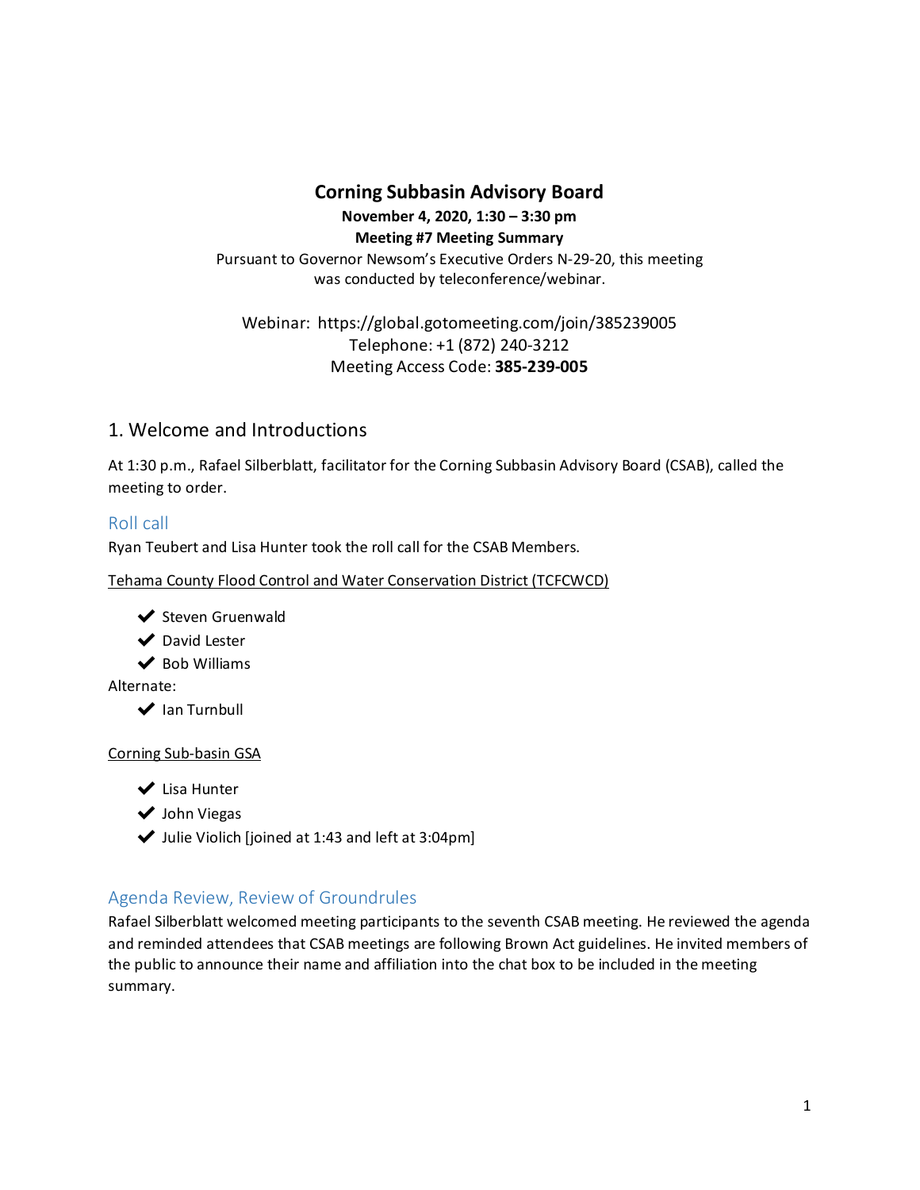# Corning Subbasin Advisory Board

**November 4, 2020, 1:30 – 3:30 pm**

**Meeting #7 Meeting Summary**

Pursuant to Governor Newsom's Executive Orders N-29-20, this meeting was conducted by teleconference/webinar.

Webinar: https://global.gotomeeting.com/join/385239005
Telephone: +1 (872) 240-3212
Meeting Access Code: **385-239-005**

## 1. Welcome and Introductions

At 1:30 p.m., Rafael Silberblatt, facilitator for the Corning Subbasin Advisory Board (CSAB), called the meeting to order.

### Roll call

Ryan Teubert and Lisa Hunter took the roll call for the CSAB Members.

Tehama County Flood Control and Water Conservation District (TCFCWCD)

- ✔ Steven Gruenwald
- ✔ David Lester
- ✔ Bob Williams

Alternate:

- ✔ Ian Turnbull

Corning Sub-basin GSA

- ✔ Lisa Hunter
- ✔ John Viegas
- ✔ Julie Violich [joined at 1:43 and left at 3:04pm]

### Agenda Review, Review of Groundrules

Rafael Silberblatt welcomed meeting participants to the seventh CSAB meeting. He reviewed the agenda and reminded attendees that CSAB meetings are following Brown Act guidelines. He invited members of the public to announce their name and affiliation into the chat box to be included in the meeting summary.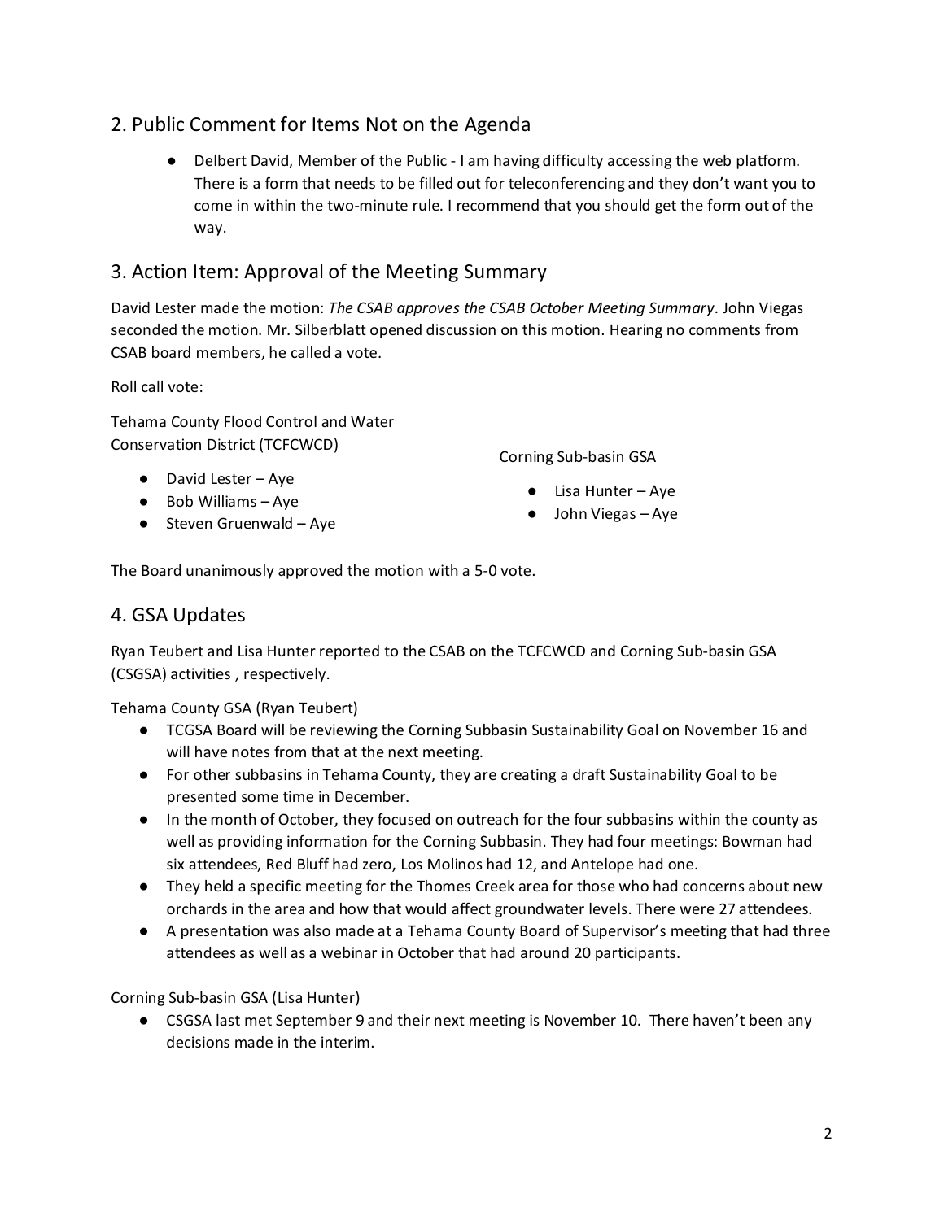## 2. Public Comment for Items Not on the Agenda

- Delbert David, Member of the Public - I am having difficulty accessing the web platform. There is a form that needs to be filled out for teleconferencing and they don't want you to come in within the two-minute rule. I recommend that you should get the form out of the way.

## 3. Action Item: Approval of the Meeting Summary

David Lester made the motion: *The CSAB approves the CSAB October Meeting Summary*. John Viegas seconded the motion. Mr. Silberblatt opened discussion on this motion. Hearing no comments from CSAB board members, he called a vote.

Roll call vote:

Tehama County Flood Control and Water Conservation District (TCFCWCD)

- David Lester – Aye
- Bob Williams – Aye
- Steven Gruenwald – Aye

Corning Sub-basin GSA

- Lisa Hunter – Aye
- John Viegas – Aye

The Board unanimously approved the motion with a 5-0 vote.

## 4. GSA Updates

Ryan Teubert and Lisa Hunter reported to the CSAB on the TCFCWCD and Corning Sub-basin GSA (CSGSA) activities , respectively.

Tehama County GSA (Ryan Teubert)

- TCGSA Board will be reviewing the Corning Subbasin Sustainability Goal on November 16 and will have notes from that at the next meeting.
- For other subbasins in Tehama County, they are creating a draft Sustainability Goal to be presented some time in December.
- In the month of October, they focused on outreach for the four subbasins within the county as well as providing information for the Corning Subbasin. They had four meetings: Bowman had six attendees, Red Bluff had zero, Los Molinos had 12, and Antelope had one.
- They held a specific meeting for the Thomes Creek area for those who had concerns about new orchards in the area and how that would affect groundwater levels. There were 27 attendees.
- A presentation was also made at a Tehama County Board of Supervisor's meeting that had three attendees as well as a webinar in October that had around 20 participants.

Corning Sub-basin GSA (Lisa Hunter)

- CSGSA last met September 9 and their next meeting is November 10. There haven't been any decisions made in the interim.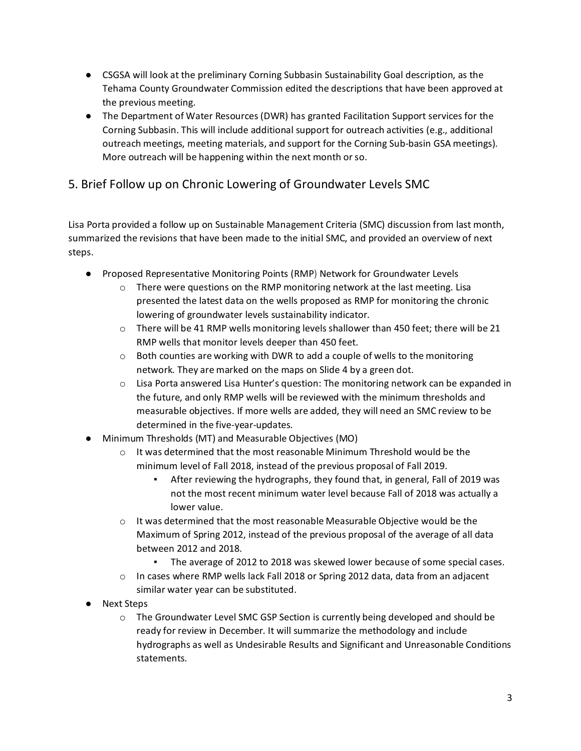- CSGSA will look at the preliminary Corning Subbasin Sustainability Goal description, as the Tehama County Groundwater Commission edited the descriptions that have been approved at the previous meeting.
- The Department of Water Resources (DWR) has granted Facilitation Support services for the Corning Subbasin. This will include additional support for outreach activities (e.g., additional outreach meetings, meeting materials, and support for the Corning Sub-basin GSA meetings). More outreach will be happening within the next month or so.

## 5. Brief Follow up on Chronic Lowering of Groundwater Levels SMC

Lisa Porta provided a follow up on Sustainable Management Criteria (SMC) discussion from last month, summarized the revisions that have been made to the initial SMC, and provided an overview of next steps.

- Proposed Representative Monitoring Points (RMP) Network for Groundwater Levels
  - There were questions on the RMP monitoring network at the last meeting. Lisa presented the latest data on the wells proposed as RMP for monitoring the chronic lowering of groundwater levels sustainability indicator.
  - There will be 41 RMP wells monitoring levels shallower than 450 feet; there will be 21 RMP wells that monitor levels deeper than 450 feet.
  - Both counties are working with DWR to add a couple of wells to the monitoring network. They are marked on the maps on Slide 4 by a green dot.
  - Lisa Porta answered Lisa Hunter's question: The monitoring network can be expanded in the future, and only RMP wells will be reviewed with the minimum thresholds and measurable objectives. If more wells are added, they will need an SMC review to be determined in the five-year-updates.
- Minimum Thresholds (MT) and Measurable Objectives (MO)
  - It was determined that the most reasonable Minimum Threshold would be the minimum level of Fall 2018, instead of the previous proposal of Fall 2019.
    - After reviewing the hydrographs, they found that, in general, Fall of 2019 was not the most recent minimum water level because Fall of 2018 was actually a lower value.
  - It was determined that the most reasonable Measurable Objective would be the Maximum of Spring 2012, instead of the previous proposal of the average of all data between 2012 and 2018.
    - The average of 2012 to 2018 was skewed lower because of some special cases.
  - In cases where RMP wells lack Fall 2018 or Spring 2012 data, data from an adjacent similar water year can be substituted.
- Next Steps
  - The Groundwater Level SMC GSP Section is currently being developed and should be ready for review in December. It will summarize the methodology and include hydrographs as well as Undesirable Results and Significant and Unreasonable Conditions statements.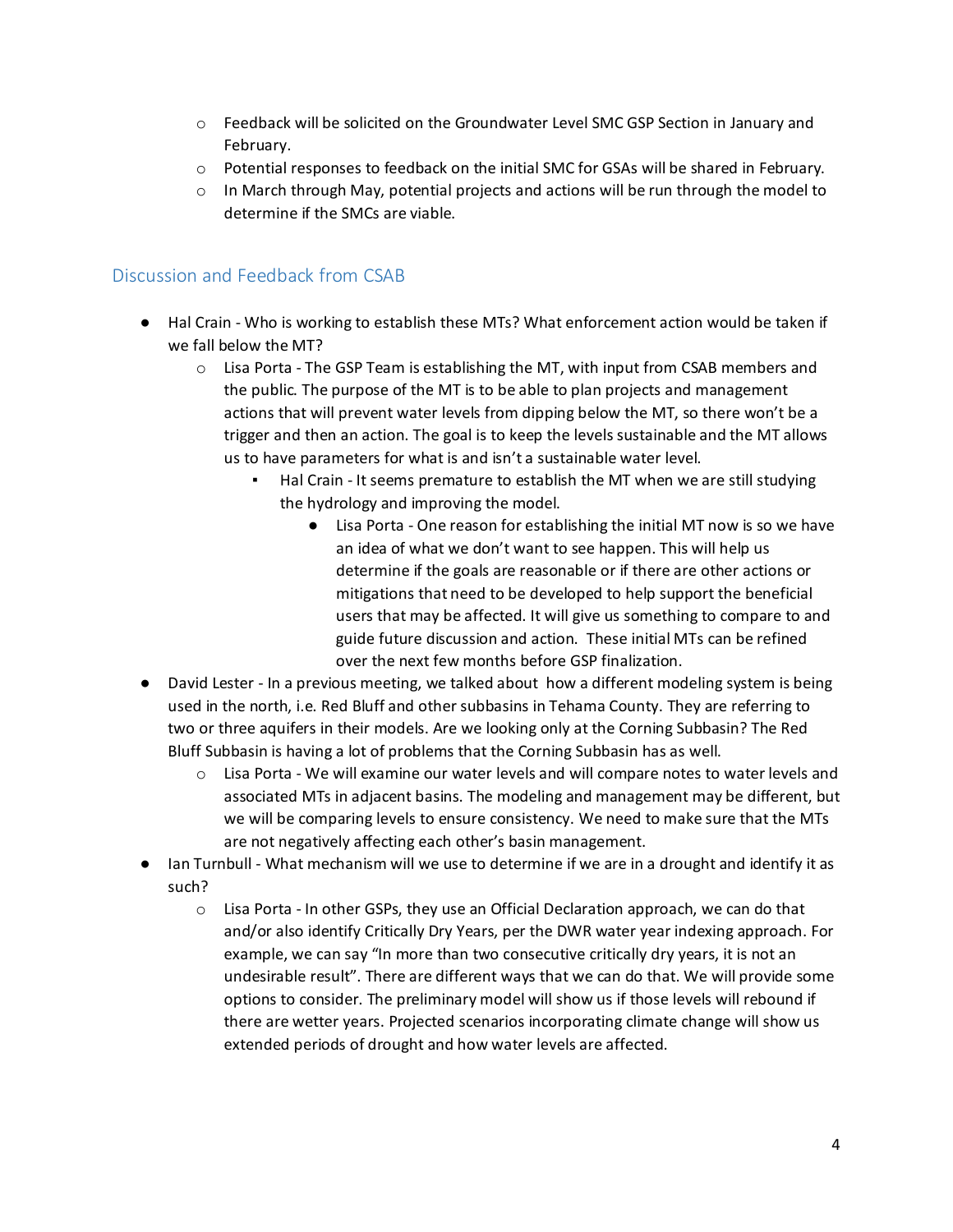- Feedback will be solicited on the Groundwater Level SMC GSP Section in January and February.
- Potential responses to feedback on the initial SMC for GSAs will be shared in February.
- In March through May, potential projects and actions will be run through the model to determine if the SMCs are viable.

## Discussion and Feedback from CSAB

- Hal Crain - Who is working to establish these MTs? What enforcement action would be taken if we fall below the MT?
    - Lisa Porta - The GSP Team is establishing the MT, with input from CSAB members and the public. The purpose of the MT is to be able to plan projects and management actions that will prevent water levels from dipping below the MT, so there won't be a trigger and then an action. The goal is to keep the levels sustainable and the MT allows us to have parameters for what is and isn't a sustainable water level.
        - Hal Crain - It seems premature to establish the MT when we are still studying the hydrology and improving the model.
            - Lisa Porta - One reason for establishing the initial MT now is so we have an idea of what we don't want to see happen. This will help us determine if the goals are reasonable or if there are other actions or mitigations that need to be developed to help support the beneficial users that may be affected. It will give us something to compare to and guide future discussion and action. These initial MTs can be refined over the next few months before GSP finalization.
- David Lester - In a previous meeting, we talked about how a different modeling system is being used in the north, i.e. Red Bluff and other subbasins in Tehama County. They are referring to two or three aquifers in their models. Are we looking only at the Corning Subbasin? The Red Bluff Subbasin is having a lot of problems that the Corning Subbasin has as well.
    - Lisa Porta - We will examine our water levels and will compare notes to water levels and associated MTs in adjacent basins. The modeling and management may be different, but we will be comparing levels to ensure consistency. We need to make sure that the MTs are not negatively affecting each other's basin management.
- Ian Turnbull - What mechanism will we use to determine if we are in a drought and identify it as such?
    - Lisa Porta - In other GSPs, they use an Official Declaration approach, we can do that and/or also identify Critically Dry Years, per the DWR water year indexing approach. For example, we can say "In more than two consecutive critically dry years, it is not an undesirable result". There are different ways that we can do that. We will provide some options to consider. The preliminary model will show us if those levels will rebound if there are wetter years. Projected scenarios incorporating climate change will show us extended periods of drought and how water levels are affected.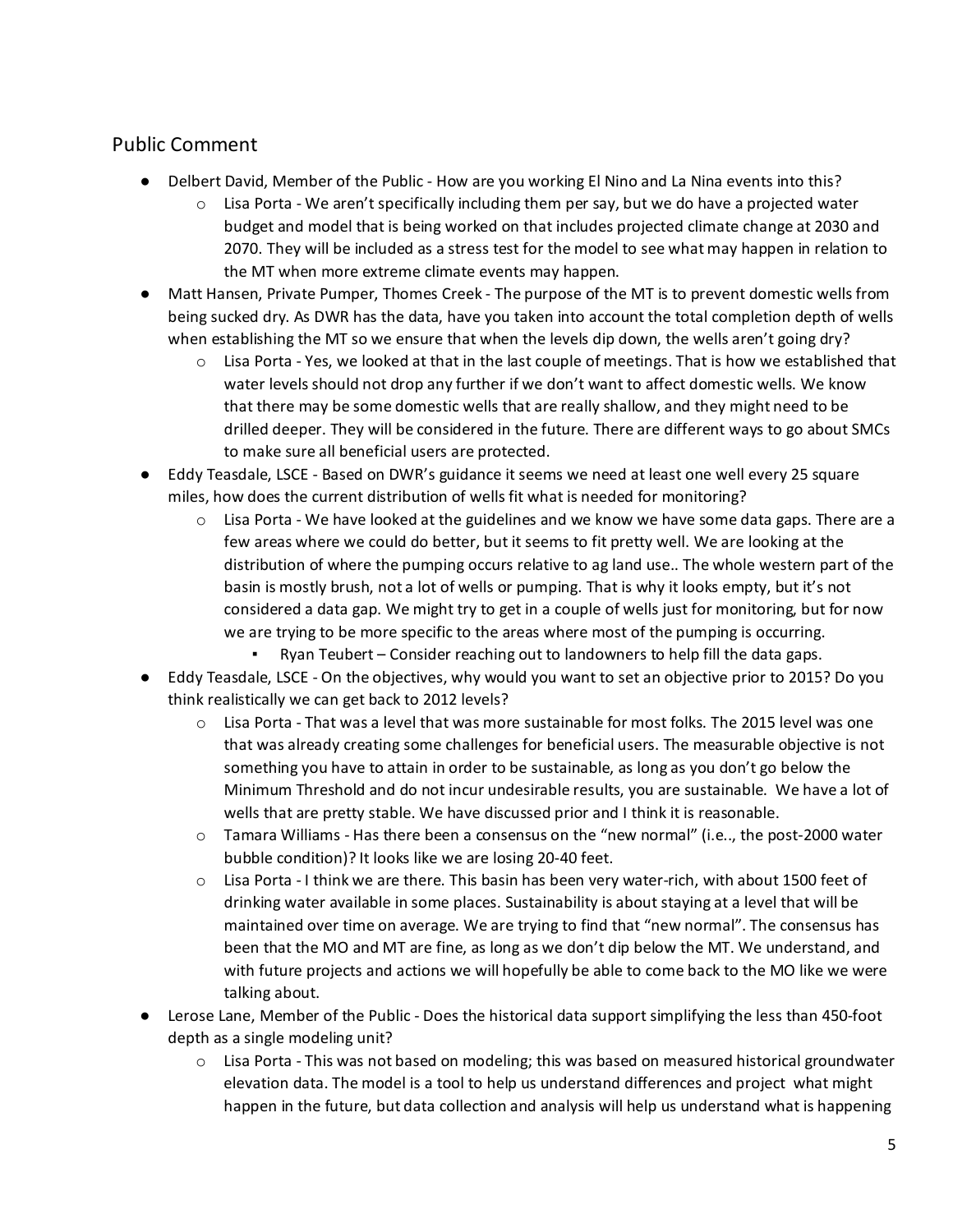## Public Comment

- Delbert David, Member of the Public - How are you working El Nino and La Nina events into this?
  - Lisa Porta - We aren't specifically including them per say, but we do have a projected water budget and model that is being worked on that includes projected climate change at 2030 and 2070. They will be included as a stress test for the model to see what may happen in relation to the MT when more extreme climate events may happen.
- Matt Hansen, Private Pumper, Thomes Creek - The purpose of the MT is to prevent domestic wells from being sucked dry. As DWR has the data, have you taken into account the total completion depth of wells when establishing the MT so we ensure that when the levels dip down, the wells aren't going dry?
  - Lisa Porta - Yes, we looked at that in the last couple of meetings. That is how we established that water levels should not drop any further if we don't want to affect domestic wells. We know that there may be some domestic wells that are really shallow, and they might need to be drilled deeper. They will be considered in the future. There are different ways to go about SMCs to make sure all beneficial users are protected.
- Eddy Teasdale, LSCE - Based on DWR's guidance it seems we need at least one well every 25 square miles, how does the current distribution of wells fit what is needed for monitoring?
  - Lisa Porta - We have looked at the guidelines and we know we have some data gaps. There are a few areas where we could do better, but it seems to fit pretty well. We are looking at the distribution of where the pumping occurs relative to ag land use.. The whole western part of the basin is mostly brush, not a lot of wells or pumping. That is why it looks empty, but it's not considered a data gap. We might try to get in a couple of wells just for monitoring, but for now we are trying to be more specific to the areas where most of the pumping is occurring.
    - Ryan Teubert – Consider reaching out to landowners to help fill the data gaps.
- Eddy Teasdale, LSCE - On the objectives, why would you want to set an objective prior to 2015? Do you think realistically we can get back to 2012 levels?
  - Lisa Porta - That was a level that was more sustainable for most folks. The 2015 level was one that was already creating some challenges for beneficial users. The measurable objective is not something you have to attain in order to be sustainable, as long as you don't go below the Minimum Threshold and do not incur undesirable results, you are sustainable. We have a lot of wells that are pretty stable. We have discussed prior and I think it is reasonable.
  - Tamara Williams - Has there been a consensus on the "new normal" (i.e.., the post-2000 water bubble condition)? It looks like we are losing 20-40 feet.
  - Lisa Porta - I think we are there. This basin has been very water-rich, with about 1500 feet of drinking water available in some places. Sustainability is about staying at a level that will be maintained over time on average. We are trying to find that "new normal". The consensus has been that the MO and MT are fine, as long as we don't dip below the MT. We understand, and with future projects and actions we will hopefully be able to come back to the MO like we were talking about.
- Lerose Lane, Member of the Public - Does the historical data support simplifying the less than 450-foot depth as a single modeling unit?
  - Lisa Porta - This was not based on modeling; this was based on measured historical groundwater elevation data. The model is a tool to help us understand differences and project what might happen in the future, but data collection and analysis will help us understand what is happening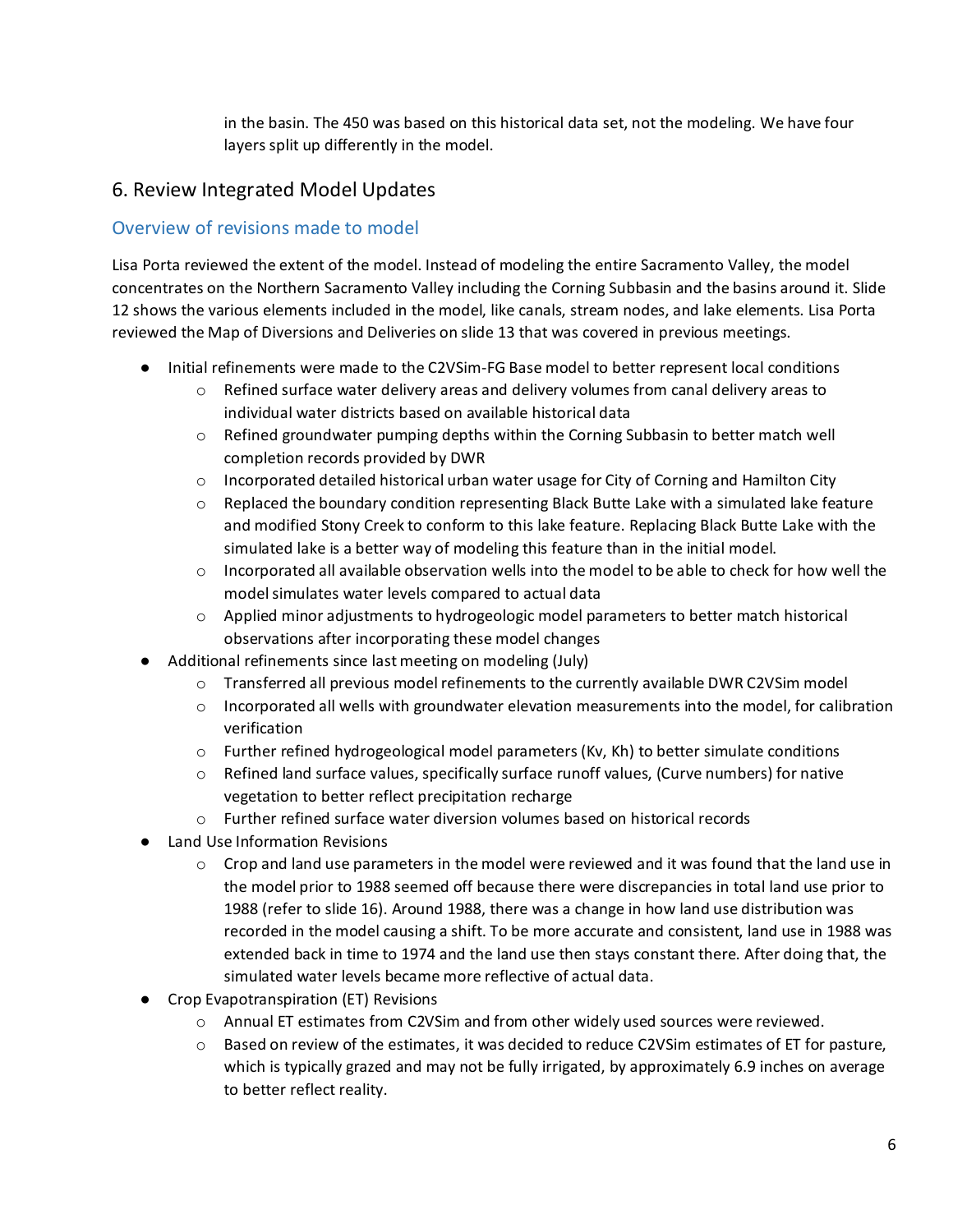in the basin. The 450 was based on this historical data set, not the modeling. We have four layers split up differently in the model.

## 6. Review Integrated Model Updates

### Overview of revisions made to model

Lisa Porta reviewed the extent of the model. Instead of modeling the entire Sacramento Valley, the model concentrates on the Northern Sacramento Valley including the Corning Subbasin and the basins around it. Slide 12 shows the various elements included in the model, like canals, stream nodes, and lake elements. Lisa Porta reviewed the Map of Diversions and Deliveries on slide 13 that was covered in previous meetings.

- Initial refinements were made to the C2VSim-FG Base model to better represent local conditions
  - Refined surface water delivery areas and delivery volumes from canal delivery areas to individual water districts based on available historical data
  - Refined groundwater pumping depths within the Corning Subbasin to better match well completion records provided by DWR
  - Incorporated detailed historical urban water usage for City of Corning and Hamilton City
  - Replaced the boundary condition representing Black Butte Lake with a simulated lake feature and modified Stony Creek to conform to this lake feature. Replacing Black Butte Lake with the simulated lake is a better way of modeling this feature than in the initial model.
  - Incorporated all available observation wells into the model to be able to check for how well the model simulates water levels compared to actual data
  - Applied minor adjustments to hydrogeologic model parameters to better match historical observations after incorporating these model changes
- Additional refinements since last meeting on modeling (July)
  - Transferred all previous model refinements to the currently available DWR C2VSim model
  - Incorporated all wells with groundwater elevation measurements into the model, for calibration verification
  - Further refined hydrogeological model parameters (Kv, Kh) to better simulate conditions
  - Refined land surface values, specifically surface runoff values, (Curve numbers) for native vegetation to better reflect precipitation recharge
  - Further refined surface water diversion volumes based on historical records
- Land Use Information Revisions
  - Crop and land use parameters in the model were reviewed and it was found that the land use in the model prior to 1988 seemed off because there were discrepancies in total land use prior to 1988 (refer to slide 16). Around 1988, there was a change in how land use distribution was recorded in the model causing a shift. To be more accurate and consistent, land use in 1988 was extended back in time to 1974 and the land use then stays constant there. After doing that, the simulated water levels became more reflective of actual data.
- Crop Evapotranspiration (ET) Revisions
  - Annual ET estimates from C2VSim and from other widely used sources were reviewed.
  - Based on review of the estimates, it was decided to reduce C2VSim estimates of ET for pasture, which is typically grazed and may not be fully irrigated, by approximately 6.9 inches on average to better reflect reality.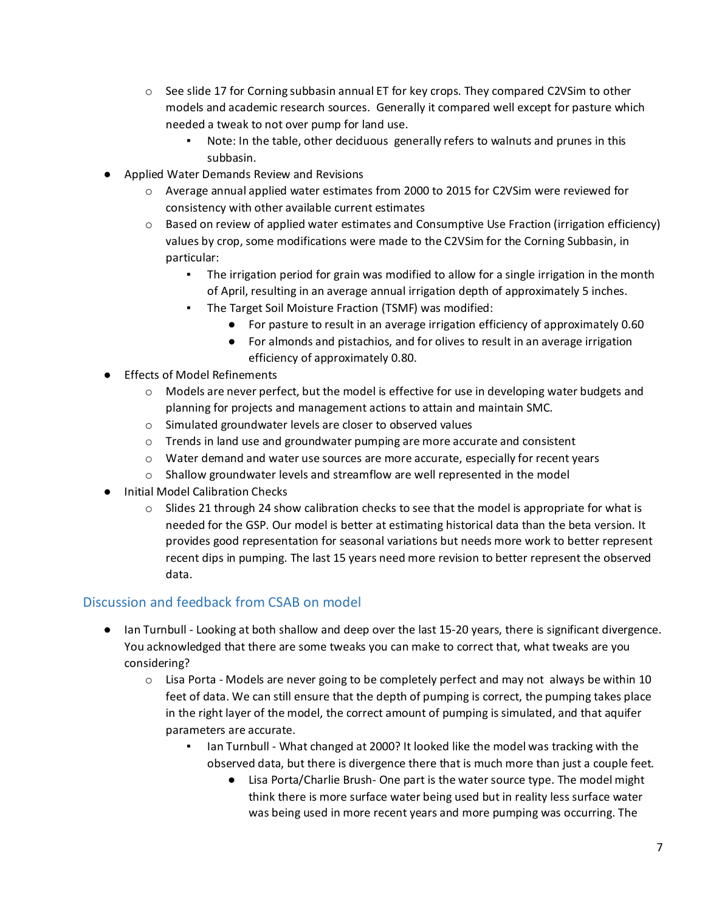- See slide 17 for Corning subbasin annual ET for key crops. They compared C2VSim to other models and academic research sources. Generally it compared well except for pasture which needed a tweak to not over pump for land use.
  - Note: In the table, other deciduous generally refers to walnuts and prunes in this subbasin.

- Applied Water Demands Review and Revisions
  - Average annual applied water estimates from 2000 to 2015 for C2VSim were reviewed for consistency with other available current estimates
  - Based on review of applied water estimates and Consumptive Use Fraction (irrigation efficiency) values by crop, some modifications were made to the C2VSim for the Corning Subbasin, in particular:
    - The irrigation period for grain was modified to allow for a single irrigation in the month of April, resulting in an average annual irrigation depth of approximately 5 inches.
    - The Target Soil Moisture Fraction (TSMF) was modified:
      - For pasture to result in an average irrigation efficiency of approximately 0.60
      - For almonds and pistachios, and for olives to result in an average irrigation efficiency of approximately 0.80.

- Effects of Model Refinements
  - Models are never perfect, but the model is effective for use in developing water budgets and planning for projects and management actions to attain and maintain SMC.
  - Simulated groundwater levels are closer to observed values
  - Trends in land use and groundwater pumping are more accurate and consistent
  - Water demand and water use sources are more accurate, especially for recent years
  - Shallow groundwater levels and streamflow are well represented in the model

- Initial Model Calibration Checks
  - Slides 21 through 24 show calibration checks to see that the model is appropriate for what is needed for the GSP. Our model is better at estimating historical data than the beta version. It provides good representation for seasonal variations but needs more work to better represent recent dips in pumping. The last 15 years need more revision to better represent the observed data.

## Discussion and feedback from CSAB on model

- Ian Turnbull - Looking at both shallow and deep over the last 15-20 years, there is significant divergence. You acknowledged that there are some tweaks you can make to correct that, what tweaks are you considering?
  - Lisa Porta - Models are never going to be completely perfect and may not always be within 10 feet of data. We can still ensure that the depth of pumping is correct, the pumping takes place in the right layer of the model, the correct amount of pumping is simulated, and that aquifer parameters are accurate.
    - Ian Turnbull - What changed at 2000? It looked like the model was tracking with the observed data, but there is divergence there that is much more than just a couple feet.
      - Lisa Porta/Charlie Brush- One part is the water source type. The model might think there is more surface water being used but in reality less surface water was being used in more recent years and more pumping was occurring. The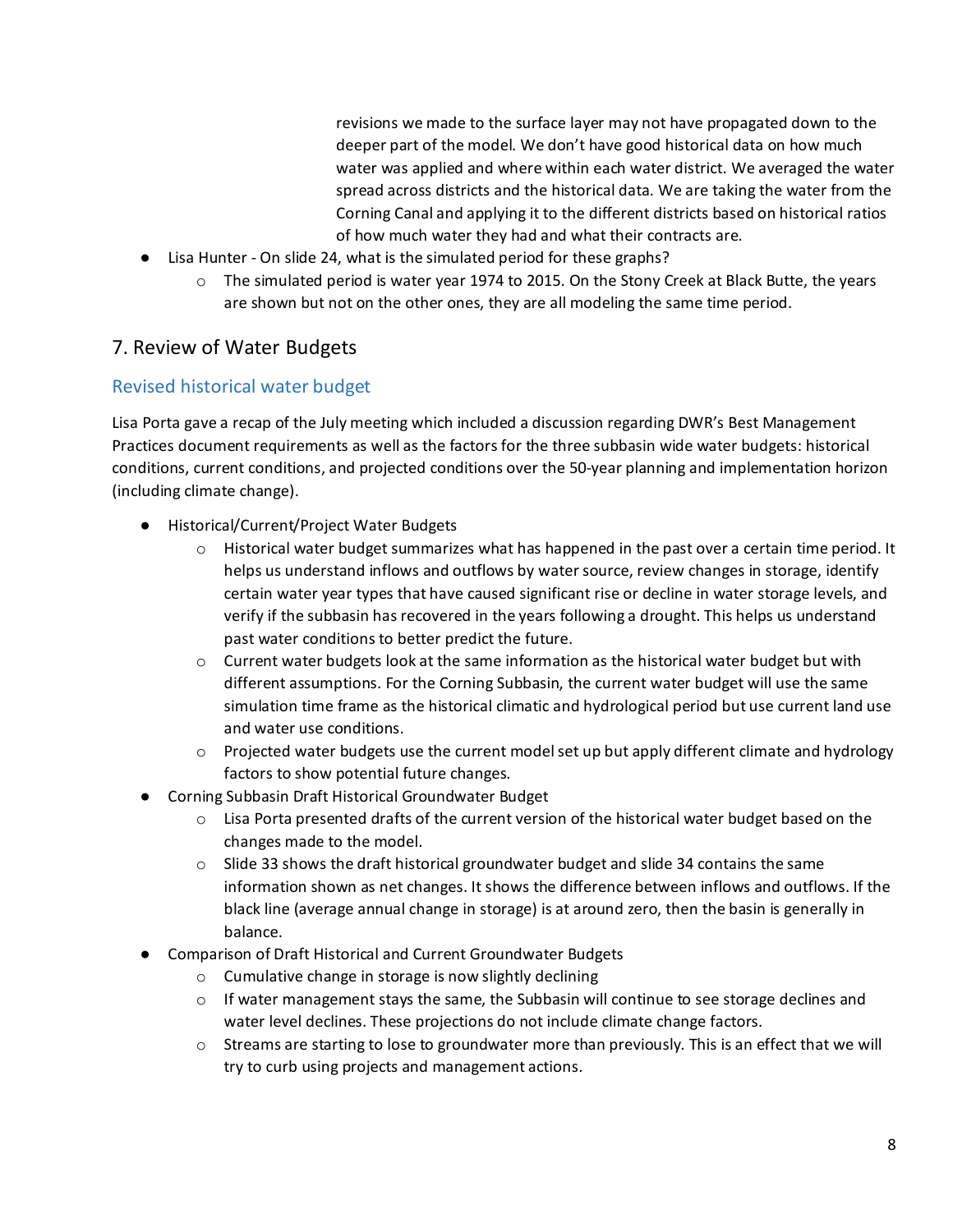revisions we made to the surface layer may not have propagated down to the deeper part of the model. We don't have good historical data on how much water was applied and where within each water district. We averaged the water spread across districts and the historical data. We are taking the water from the Corning Canal and applying it to the different districts based on historical ratios of how much water they had and what their contracts are.

- Lisa Hunter - On slide 24, what is the simulated period for these graphs?
    - The simulated period is water year 1974 to 2015. On the Stony Creek at Black Butte, the years are shown but not on the other ones, they are all modeling the same time period.

## 7. Review of Water Budgets

### Revised historical water budget

Lisa Porta gave a recap of the July meeting which included a discussion regarding DWR's Best Management Practices document requirements as well as the factors for the three subbasin wide water budgets: historical conditions, current conditions, and projected conditions over the 50-year planning and implementation horizon (including climate change).

- Historical/Current/Project Water Budgets
    - Historical water budget summarizes what has happened in the past over a certain time period. It helps us understand inflows and outflows by water source, review changes in storage, identify certain water year types that have caused significant rise or decline in water storage levels, and verify if the subbasin has recovered in the years following a drought. This helps us understand past water conditions to better predict the future.
    - Current water budgets look at the same information as the historical water budget but with different assumptions. For the Corning Subbasin, the current water budget will use the same simulation time frame as the historical climatic and hydrological period but use current land use and water use conditions.
    - Projected water budgets use the current model set up but apply different climate and hydrology factors to show potential future changes.
- Corning Subbasin Draft Historical Groundwater Budget
    - Lisa Porta presented drafts of the current version of the historical water budget based on the changes made to the model.
    - Slide 33 shows the draft historical groundwater budget and slide 34 contains the same information shown as net changes. It shows the difference between inflows and outflows. If the black line (average annual change in storage) is at around zero, then the basin is generally in balance.
- Comparison of Draft Historical and Current Groundwater Budgets
    - Cumulative change in storage is now slightly declining
    - If water management stays the same, the Subbasin will continue to see storage declines and water level declines. These projections do not include climate change factors.
    - Streams are starting to lose to groundwater more than previously. This is an effect that we will try to curb using projects and management actions.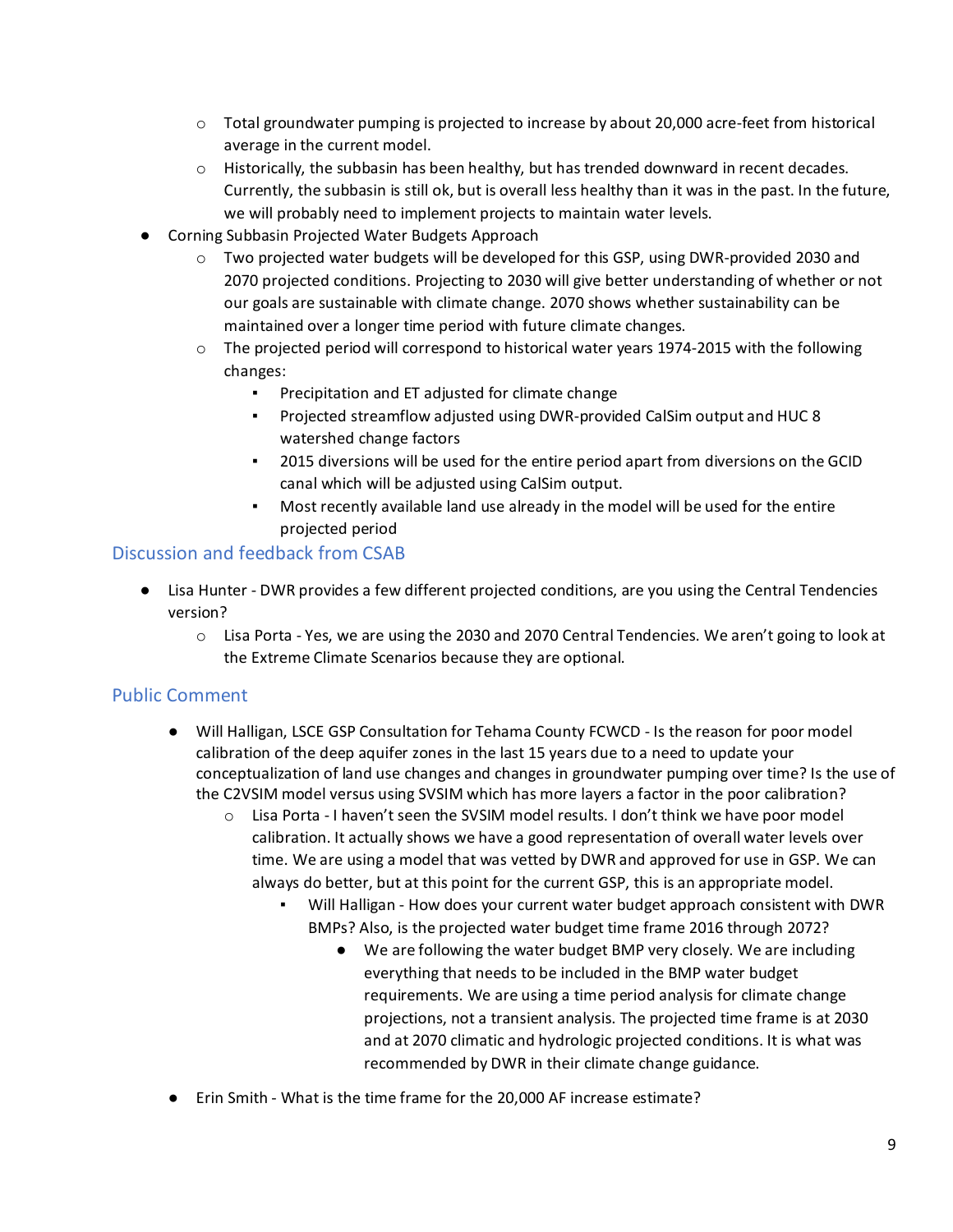- Total groundwater pumping is projected to increase by about 20,000 acre-feet from historical average in the current model.
  - Historically, the subbasin has been healthy, but has trended downward in recent decades. Currently, the subbasin is still ok, but is overall less healthy than it was in the past. In the future, we will probably need to implement projects to maintain water levels.
- Corning Subbasin Projected Water Budgets Approach
  - Two projected water budgets will be developed for this GSP, using DWR-provided 2030 and 2070 projected conditions. Projecting to 2030 will give better understanding of whether or not our goals are sustainable with climate change. 2070 shows whether sustainability can be maintained over a longer time period with future climate changes.
  - The projected period will correspond to historical water years 1974-2015 with the following changes:
    - Precipitation and ET adjusted for climate change
    - Projected streamflow adjusted using DWR-provided CalSim output and HUC 8 watershed change factors
    - 2015 diversions will be used for the entire period apart from diversions on the GCID canal which will be adjusted using CalSim output.
    - Most recently available land use already in the model will be used for the entire projected period

### Discussion and feedback from CSAB

- Lisa Hunter - DWR provides a few different projected conditions, are you using the Central Tendencies version?
  - Lisa Porta - Yes, we are using the 2030 and 2070 Central Tendencies. We aren't going to look at the Extreme Climate Scenarios because they are optional.

### Public Comment

- Will Halligan, LSCE GSP Consultation for Tehama County FCWCD - Is the reason for poor model calibration of the deep aquifer zones in the last 15 years due to a need to update your conceptualization of land use changes and changes in groundwater pumping over time? Is the use of the C2VSIM model versus using SVSIM which has more layers a factor in the poor calibration?
  - Lisa Porta - I haven't seen the SVSIM model results. I don't think we have poor model calibration. It actually shows we have a good representation of overall water levels over time. We are using a model that was vetted by DWR and approved for use in GSP. We can always do better, but at this point for the current GSP, this is an appropriate model.
    - Will Halligan - How does your current water budget approach consistent with DWR BMPs? Also, is the projected water budget time frame 2016 through 2072?
      - We are following the water budget BMP very closely. We are including everything that needs to be included in the BMP water budget requirements. We are using a time period analysis for climate change projections, not a transient analysis. The projected time frame is at 2030 and at 2070 climatic and hydrologic projected conditions. It is what was recommended by DWR in their climate change guidance.
- Erin Smith - What is the time frame for the 20,000 AF increase estimate?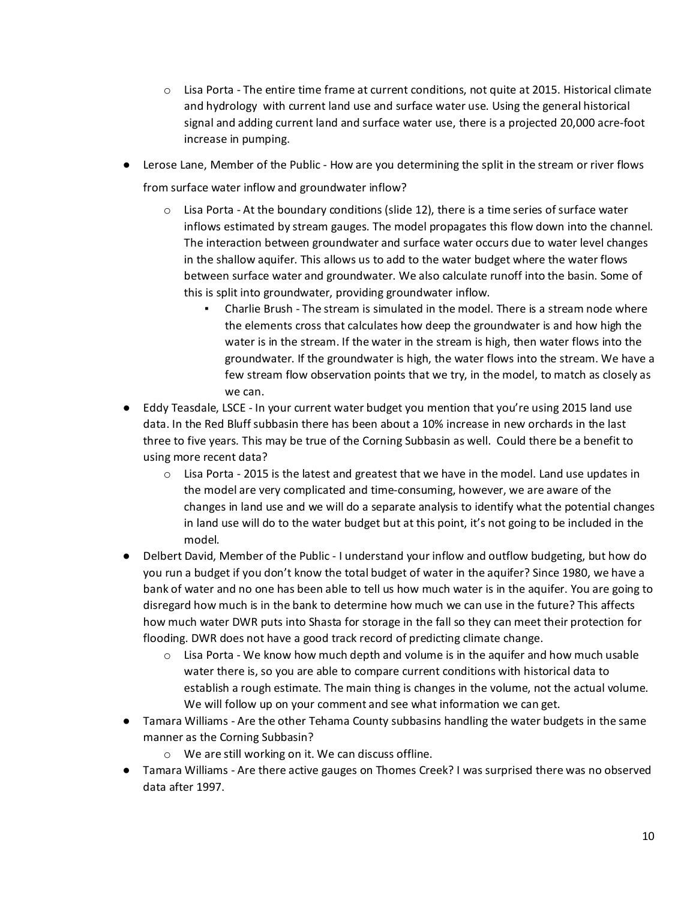- Lisa Porta - The entire time frame at current conditions, not quite at 2015. Historical climate and hydrology with current land use and surface water use. Using the general historical signal and adding current land and surface water use, there is a projected 20,000 acre-foot increase in pumping.

- Lerose Lane, Member of the Public - How are you determining the split in the stream or river flows from surface water inflow and groundwater inflow?
  - Lisa Porta - At the boundary conditions (slide 12), there is a time series of surface water inflows estimated by stream gauges. The model propagates this flow down into the channel. The interaction between groundwater and surface water occurs due to water level changes in the shallow aquifer. This allows us to add to the water budget where the water flows between surface water and groundwater. We also calculate runoff into the basin. Some of this is split into groundwater, providing groundwater inflow.
    - Charlie Brush - The stream is simulated in the model. There is a stream node where the elements cross that calculates how deep the groundwater is and how high the water is in the stream. If the water in the stream is high, then water flows into the groundwater. If the groundwater is high, the water flows into the stream. We have a few stream flow observation points that we try, in the model, to match as closely as we can.
- Eddy Teasdale, LSCE - In your current water budget you mention that you're using 2015 land use data. In the Red Bluff subbasin there has been about a 10% increase in new orchards in the last three to five years. This may be true of the Corning Subbasin as well. Could there be a benefit to using more recent data?
  - Lisa Porta - 2015 is the latest and greatest that we have in the model. Land use updates in the model are very complicated and time-consuming, however, we are aware of the changes in land use and we will do a separate analysis to identify what the potential changes in land use will do to the water budget but at this point, it's not going to be included in the model.
- Delbert David, Member of the Public - I understand your inflow and outflow budgeting, but how do you run a budget if you don't know the total budget of water in the aquifer? Since 1980, we have a bank of water and no one has been able to tell us how much water is in the aquifer. You are going to disregard how much is in the bank to determine how much we can use in the future? This affects how much water DWR puts into Shasta for storage in the fall so they can meet their protection for flooding. DWR does not have a good track record of predicting climate change.
  - Lisa Porta - We know how much depth and volume is in the aquifer and how much usable water there is, so you are able to compare current conditions with historical data to establish a rough estimate. The main thing is changes in the volume, not the actual volume. We will follow up on your comment and see what information we can get.
- Tamara Williams - Are the other Tehama County subbasins handling the water budgets in the same manner as the Corning Subbasin?
  - We are still working on it. We can discuss offline.
- Tamara Williams - Are there active gauges on Thomes Creek? I was surprised there was no observed data after 1997.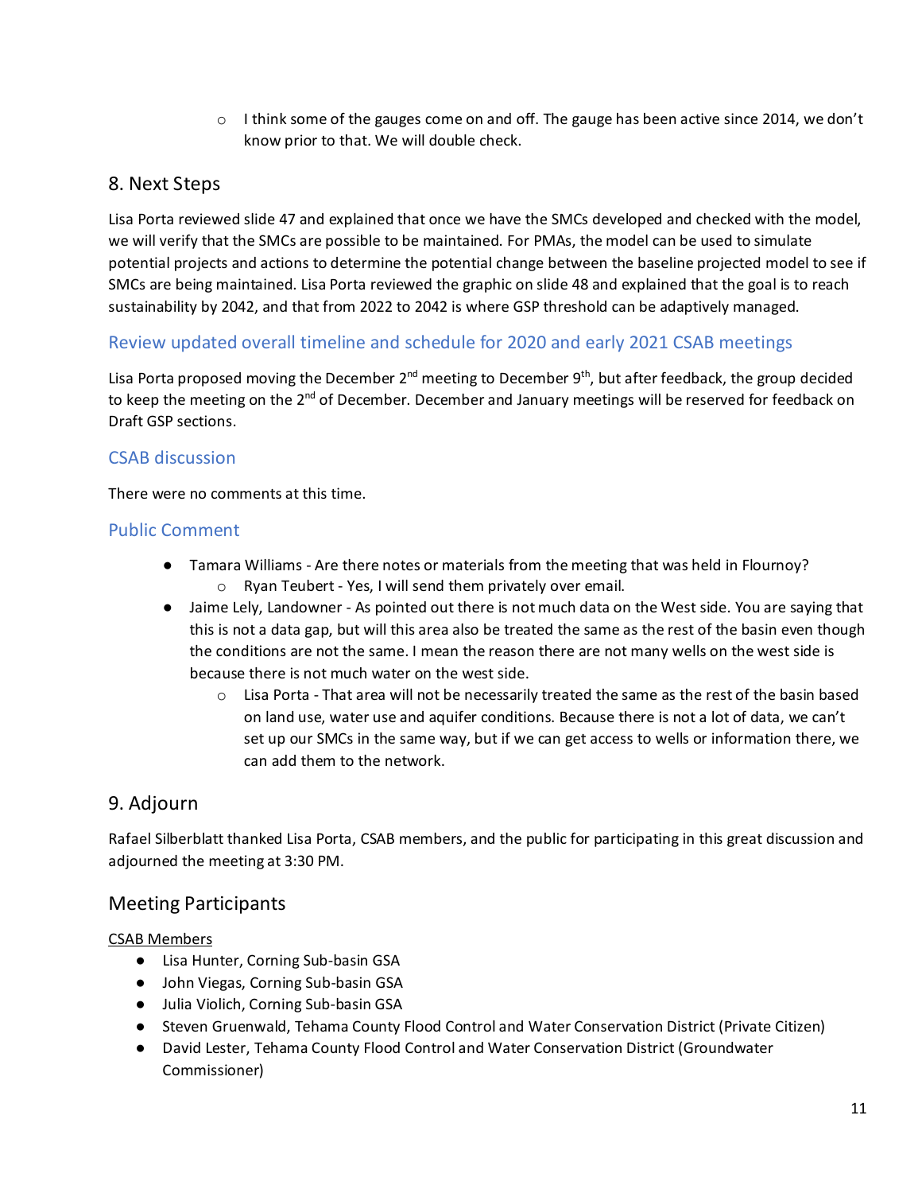- I think some of the gauges come on and off. The gauge has been active since 2014, we don't know prior to that. We will double check.

## 8. Next Steps

Lisa Porta reviewed slide 47 and explained that once we have the SMCs developed and checked with the model, we will verify that the SMCs are possible to be maintained. For PMAs, the model can be used to simulate potential projects and actions to determine the potential change between the baseline projected model to see if SMCs are being maintained. Lisa Porta reviewed the graphic on slide 48 and explained that the goal is to reach sustainability by 2042, and that from 2022 to 2042 is where GSP threshold can be adaptively managed.

### Review updated overall timeline and schedule for 2020 and early 2021 CSAB meetings

Lisa Porta proposed moving the December 2nd meeting to December 9th, but after feedback, the group decided to keep the meeting on the 2nd of December. December and January meetings will be reserved for feedback on Draft GSP sections.

### CSAB discussion

There were no comments at this time.

### Public Comment

- Tamara Williams - Are there notes or materials from the meeting that was held in Flournoy?
  - Ryan Teubert - Yes, I will send them privately over email.
- Jaime Lely, Landowner - As pointed out there is not much data on the West side. You are saying that this is not a data gap, but will this area also be treated the same as the rest of the basin even though the conditions are not the same. I mean the reason there are not many wells on the west side is because there is not much water on the west side.
  - Lisa Porta - That area will not be necessarily treated the same as the rest of the basin based on land use, water use and aquifer conditions. Because there is not a lot of data, we can't set up our SMCs in the same way, but if we can get access to wells or information there, we can add them to the network.

## 9. Adjourn

Rafael Silberblatt thanked Lisa Porta, CSAB members, and the public for participating in this great discussion and adjourned the meeting at 3:30 PM.

## Meeting Participants

CSAB Members

- Lisa Hunter, Corning Sub-basin GSA
- John Viegas, Corning Sub-basin GSA
- Julia Violich, Corning Sub-basin GSA
- Steven Gruenwald, Tehama County Flood Control and Water Conservation District (Private Citizen)
- David Lester, Tehama County Flood Control and Water Conservation District (Groundwater Commissioner)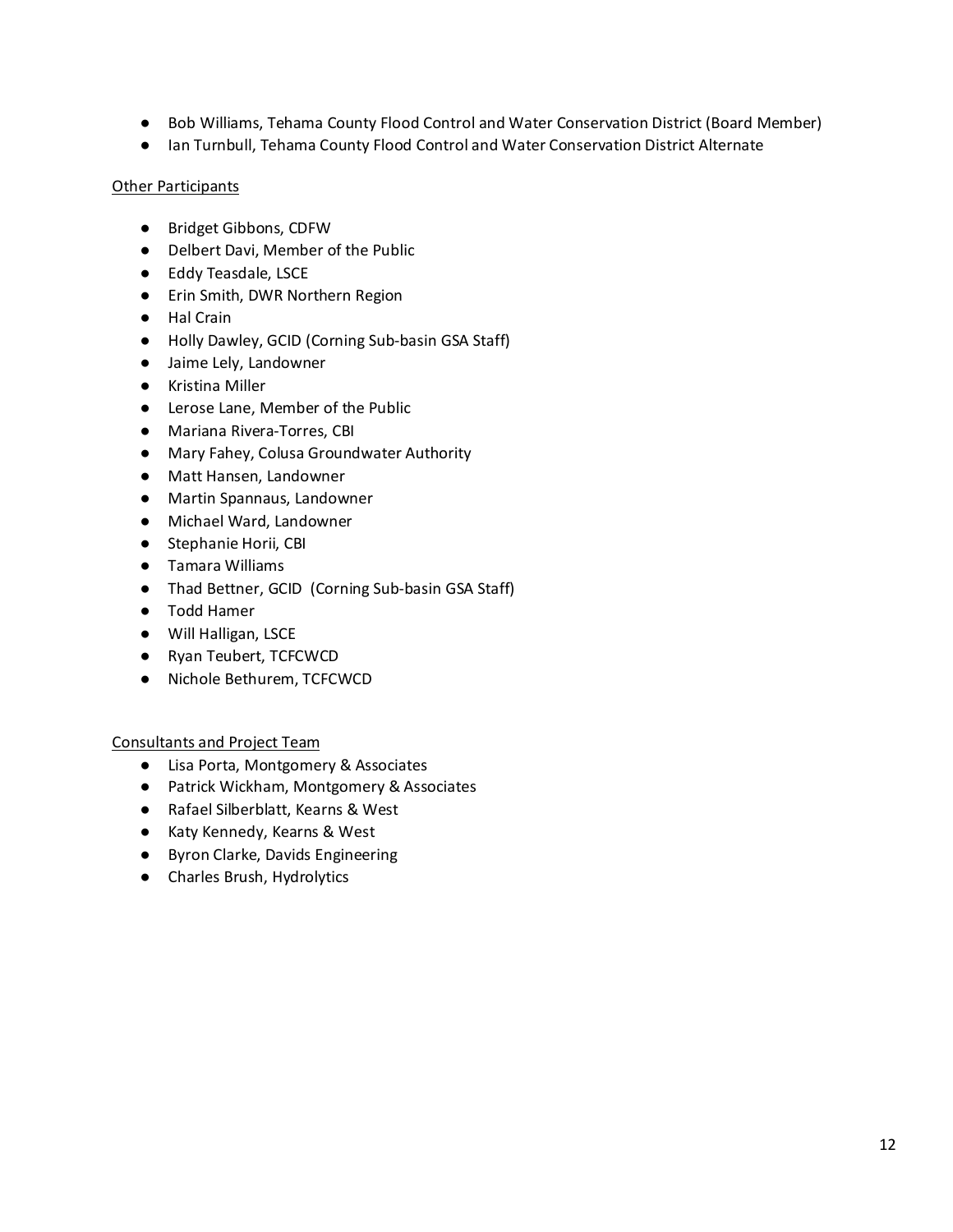- Bob Williams, Tehama County Flood Control and Water Conservation District (Board Member)
- Ian Turnbull, Tehama County Flood Control and Water Conservation District Alternate

<u>Other Participants</u>

- Bridget Gibbons, CDFW
- Delbert Davi, Member of the Public
- Eddy Teasdale, LSCE
- Erin Smith, DWR Northern Region
- Hal Crain
- Holly Dawley, GCID (Corning Sub-basin GSA Staff)
- Jaime Lely, Landowner
- Kristina Miller
- Lerose Lane, Member of the Public
- Mariana Rivera-Torres, CBI
- Mary Fahey, Colusa Groundwater Authority
- Matt Hansen, Landowner
- Martin Spannaus, Landowner
- Michael Ward, Landowner
- Stephanie Horii, CBI
- Tamara Williams
- Thad Bettner, GCID (Corning Sub-basin GSA Staff)
- Todd Hamer
- Will Halligan, LSCE
- Ryan Teubert, TCFCWCD
- Nichole Bethurem, TCFCWCD

<u>Consultants and Project Team</u>

- Lisa Porta, Montgomery & Associates
- Patrick Wickham, Montgomery & Associates
- Rafael Silberblatt, Kearns & West
- Katy Kennedy, Kearns & West
- Byron Clarke, Davids Engineering
- Charles Brush, Hydrolytics